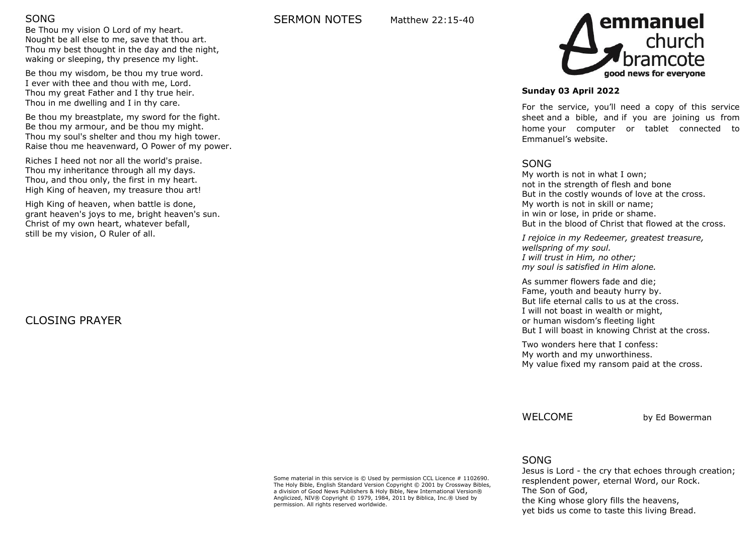## SONG

Be Thou my vision O Lord of my heart.
Nought be all else to me, save that thou art.
Thou my best thought in the day and the night,
waking or sleeping, thy presence my light.

Be thou my wisdom, be thou my true word.
I ever with thee and thou with me, Lord.
Thou my great Father and I thy true heir.
Thou in me dwelling and I in thy care.

Be thou my breastplate, my sword for the fight.
Be thou my armour, and be thou my might.
Thou my soul's shelter and thou my high tower.
Raise thou me heavenward, O Power of my power.

Riches I heed not nor all the world's praise.
Thou my inheritance through all my days.
Thou, and thou only, the first in my heart.
High King of heaven, my treasure thou art!

High King of heaven, when battle is done,
grant heaven's joys to me, bright heaven's sun.
Christ of my own heart, whatever befall,
still be my vision, O Ruler of all.

## CLOSING PRAYER

## SERMON NOTES Matthew 22:15-40

Some material in this service is © Used by permission CCL Licence # 1102690. The Holy Bible, English Standard Version Copyright © 2001 by Crossway Bibles, a division of Good News Publishers & Holy Bible, New International Version® Anglicized, NIV® Copyright © 1979, 1984, 2011 by Biblica, Inc.® Used by permission. All rights reserved worldwide.

# emmanuel church bramcote

good news for everyone

**Sunday 03 April 2022**

For the service, you'll need a copy of this service sheet and a bible, and if you are joining us from home your computer or tablet connected to Emmanuel's website.

## SONG

My worth is not in what I own;
not in the strength of flesh and bone
But in the costly wounds of love at the cross.
My worth is not in skill or name;
in win or lose, in pride or shame.
But in the blood of Christ that flowed at the cross.

*I rejoice in my Redeemer, greatest treasure,*
*wellspring of my soul.*
*I will trust in Him, no other;*
*my soul is satisfied in Him alone.*

As summer flowers fade and die;
Fame, youth and beauty hurry by.
But life eternal calls to us at the cross.
I will not boast in wealth or might,
or human wisdom's fleeting light
But I will boast in knowing Christ at the cross.

Two wonders here that I confess:
My worth and my unworthiness.
My value fixed my ransom paid at the cross.

## WELCOME by Ed Bowerman

## SONG

Jesus is Lord - the cry that echoes through creation;
resplendent power, eternal Word, our Rock.
The Son of God,
the King whose glory fills the heavens,
yet bids us come to taste this living Bread.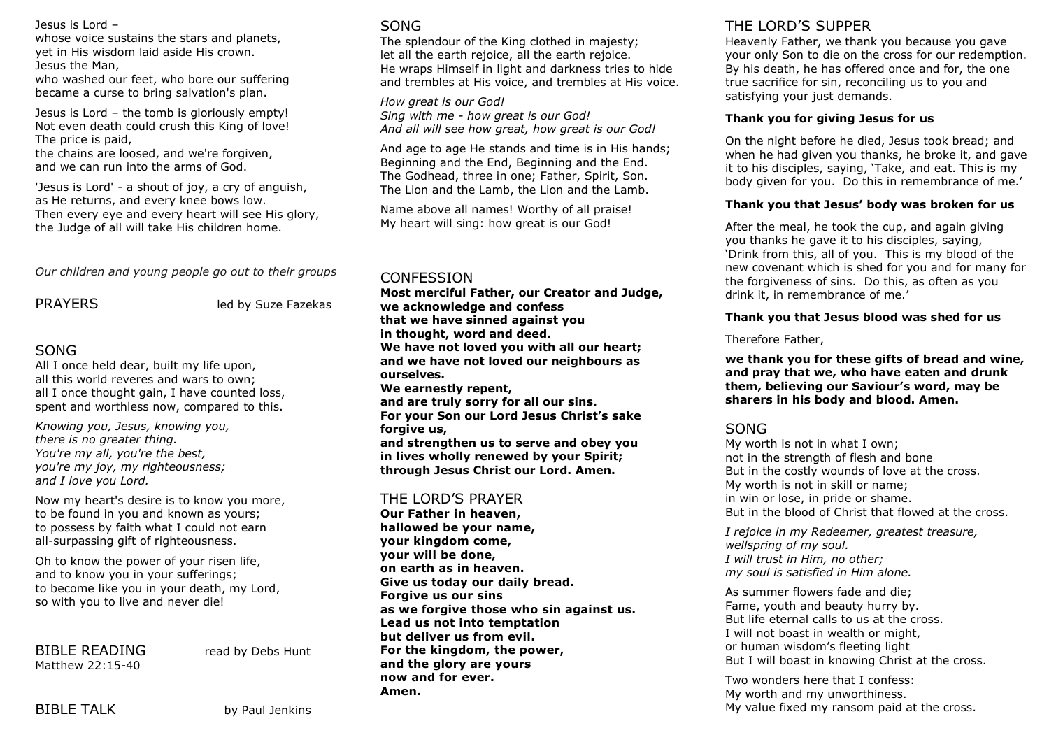Jesus is Lord –
whose voice sustains the stars and planets,
yet in His wisdom laid aside His crown.
Jesus the Man,
who washed our feet, who bore our suffering
became a curse to bring salvation's plan.

Jesus is Lord – the tomb is gloriously empty!
Not even death could crush this King of love!
The price is paid,
the chains are loosed, and we're forgiven,
and we can run into the arms of God.

'Jesus is Lord' - a shout of joy, a cry of anguish,
as He returns, and every knee bows low.
Then every eye and every heart will see His glory,
the Judge of all will take His children home.

*Our children and young people go out to their groups*

## PRAYERS

led by Suze Fazekas

## SONG

All I once held dear, built my life upon,
all this world reveres and wars to own;
all I once thought gain, I have counted loss,
spent and worthless now, compared to this.

*Knowing you, Jesus, knowing you,*
*there is no greater thing.*
*You're my all, you're the best,*
*you're my joy, my righteousness;*
*and I love you Lord.*

Now my heart's desire is to know you more,
to be found in you and known as yours;
to possess by faith what I could not earn
all-surpassing gift of righteousness.

Oh to know the power of your risen life,
and to know you in your sufferings;
to become like you in your death, my Lord,
so with you to live and never die!

## BIBLE READING

read by Debs Hunt

Matthew 22:15-40

## BIBLE TALK

by Paul Jenkins

## SONG

The splendour of the King clothed in majesty;
let all the earth rejoice, all the earth rejoice.
He wraps Himself in light and darkness tries to hide
and trembles at His voice, and trembles at His voice.

*How great is our God!*
*Sing with me - how great is our God!*
*And all will see how great, how great is our God!*

And age to age He stands and time is in His hands;
Beginning and the End, Beginning and the End.
The Godhead, three in one; Father, Spirit, Son.
The Lion and the Lamb, the Lion and the Lamb.

Name above all names! Worthy of all praise!
My heart will sing: how great is our God!

## CONFESSION

**Most merciful Father, our Creator and Judge,**
**we acknowledge and confess**
**that we have sinned against you**
**in thought, word and deed.**
**We have not loved you with all our heart;**
**and we have not loved our neighbours as ourselves.**
**We earnestly repent,**
**and are truly sorry for all our sins.**
**For your Son our Lord Jesus Christ's sake forgive us,**
**and strengthen us to serve and obey you**
**in lives wholly renewed by your Spirit;**
**through Jesus Christ our Lord. Amen.**

## THE LORD'S PRAYER

**Our Father in heaven,**
**hallowed be your name,**
**your kingdom come,**
**your will be done,**
**on earth as in heaven.**
**Give us today our daily bread.**
**Forgive us our sins**
**as we forgive those who sin against us.**
**Lead us not into temptation**
**but deliver us from evil.**
**For the kingdom, the power,**
**and the glory are yours**
**now and for ever.**
**Amen.**

## THE LORD'S SUPPER

Heavenly Father, we thank you because you gave your only Son to die on the cross for our redemption. By his death, he has offered once and for, the one true sacrifice for sin, reconciling us to you and satisfying your just demands.

**Thank you for giving Jesus for us**

On the night before he died, Jesus took bread; and when he had given you thanks, he broke it, and gave it to his disciples, saying, 'Take, and eat. This is my body given for you. Do this in remembrance of me.'

**Thank you that Jesus' body was broken for us**

After the meal, he took the cup, and again giving you thanks he gave it to his disciples, saying, 'Drink from this, all of you. This is my blood of the new covenant which is shed for you and for many for the forgiveness of sins. Do this, as often as you drink it, in remembrance of me.'

**Thank you that Jesus blood was shed for us**

Therefore Father,

**we thank you for these gifts of bread and wine, and pray that we, who have eaten and drunk them, believing our Saviour's word, may be sharers in his body and blood. Amen.**

## SONG

My worth is not in what I own;
not in the strength of flesh and bone
But in the costly wounds of love at the cross.
My worth is not in skill or name;
in win or lose, in pride or shame.
But in the blood of Christ that flowed at the cross.

*I rejoice in my Redeemer, greatest treasure,*
*wellspring of my soul.*
*I will trust in Him, no other;*
*my soul is satisfied in Him alone.*

As summer flowers fade and die;
Fame, youth and beauty hurry by.
But life eternal calls to us at the cross.
I will not boast in wealth or might,
or human wisdom's fleeting light
But I will boast in knowing Christ at the cross.

Two wonders here that I confess:
My worth and my unworthiness.
My value fixed my ransom paid at the cross.